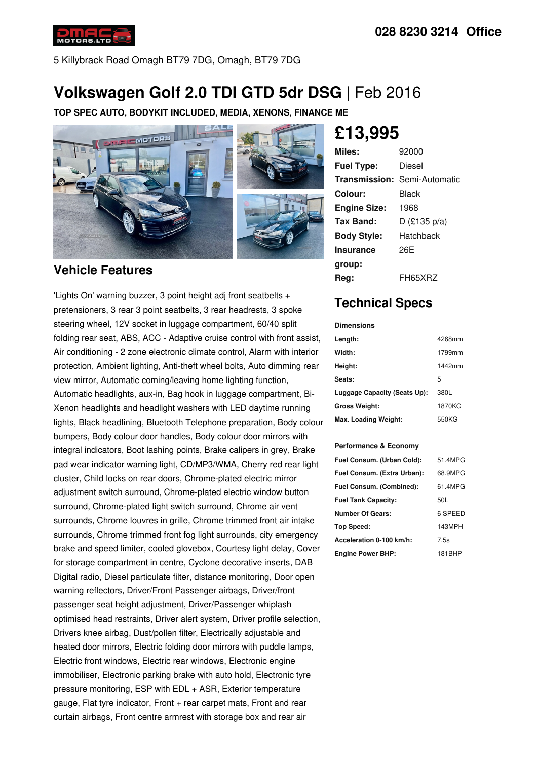028 8230 3214 Office

5 Killybrack Road Omagh BT79 7DG, Omagh, BT79 7DG

# Volkswagen Golf 2.0 TDI GTD 5dr DSG | Feb 2016

**TOP SPEC AUTO, BODYKIT INCLUDED, MEDIA, XENONS, FINANCE ME**

## £13,995

| | |
|---|---|
| **Miles:** | 92000 |
| **Fuel Type:** | Diesel |
| **Transmission:** | Semi-Automatic |
| **Colour:** | Black |
| **Engine Size:** | 1968 |
| **Tax Band:** | D (£135 p/a) |
| **Body Style:** | Hatchback |
| **Insurance group:** | 26E |
| **Reg:** | FH65XRZ |

## Vehicle Features

'Lights On' warning buzzer, 3 point height adj front seatbelts + pretensioners, 3 rear 3 point seatbelts, 3 rear headrests, 3 spoke steering wheel, 12V socket in luggage compartment, 60/40 split folding rear seat, ABS, ACC - Adaptive cruise control with front assist, Air conditioning - 2 zone electronic climate control, Alarm with interior protection, Ambient lighting, Anti-theft wheel bolts, Auto dimming rear view mirror, Automatic coming/leaving home lighting function, Automatic headlights, aux-in, Bag hook in luggage compartment, Bi-Xenon headlights and headlight washers with LED daytime running lights, Black headlining, Bluetooth Telephone preparation, Body colour bumpers, Body colour door handles, Body colour door mirrors with integral indicators, Boot lashing points, Brake calipers in grey, Brake pad wear indicator warning light, CD/MP3/WMA, Cherry red rear light cluster, Child locks on rear doors, Chrome-plated electric mirror adjustment switch surround, Chrome-plated electric window button surround, Chrome-plated light switch surround, Chrome air vent surrounds, Chrome louvres in grille, Chrome trimmed front air intake surrounds, Chrome trimmed front fog light surrounds, city emergency brake and speed limiter, cooled glovebox, Courtesy light delay, Cover for storage compartment in centre, Cyclone decorative inserts, DAB Digital radio, Diesel particulate filter, distance monitoring, Door open warning reflectors, Driver/Front Passenger airbags, Driver/front passenger seat height adjustment, Driver/Passenger whiplash optimised head restraints, Driver alert system, Driver profile selection, Drivers knee airbag, Dust/pollen filter, Electrically adjustable and heated door mirrors, Electric folding door mirrors with puddle lamps, Electric front windows, Electric rear windows, Electronic engine immobiliser, Electronic parking brake with auto hold, Electronic tyre pressure monitoring, ESP with EDL + ASR, Exterior temperature gauge, Flat tyre indicator, Front + rear carpet mats, Front and rear curtain airbags, Front centre armrest with storage box and rear air

## Technical Specs

**Dimensions**

| | |
|---|---|
| **Length:** | 4268mm |
| **Width:** | 1799mm |
| **Height:** | 1442mm |
| **Seats:** | 5 |
| **Luggage Capacity (Seats Up):** | 380L |
| **Gross Weight:** | 1870KG |
| **Max. Loading Weight:** | 550KG |

**Performance & Economy**

| | |
|---|---|
| **Fuel Consum. (Urban Cold):** | 51.4MPG |
| **Fuel Consum. (Extra Urban):** | 68.9MPG |
| **Fuel Consum. (Combined):** | 61.4MPG |
| **Fuel Tank Capacity:** | 50L |
| **Number Of Gears:** | 6 SPEED |
| **Top Speed:** | 143MPH |
| **Acceleration 0-100 km/h:** | 7.5s |
| **Engine Power BHP:** | 181BHP |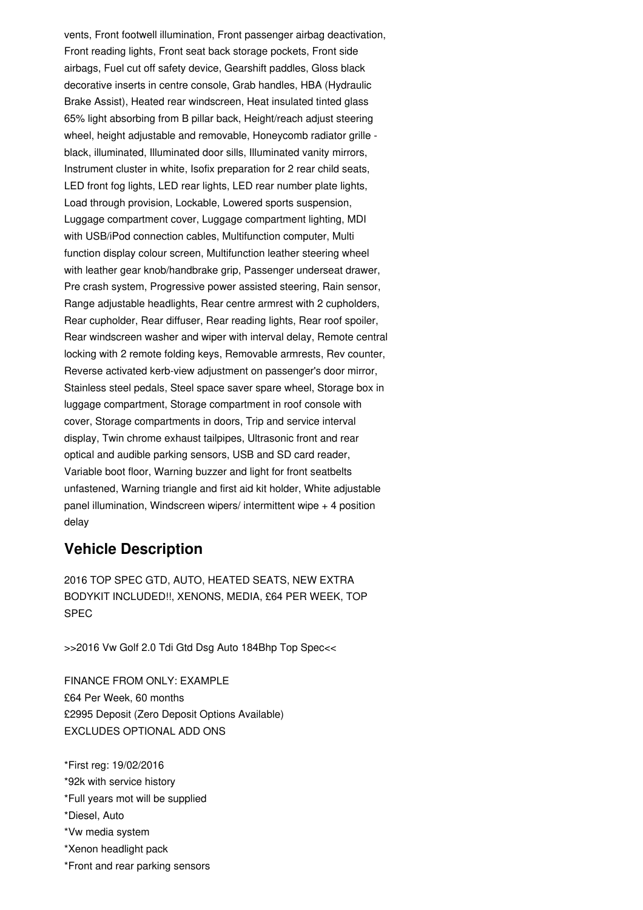vents, Front footwell illumination, Front passenger airbag deactivation, Front reading lights, Front seat back storage pockets, Front side airbags, Fuel cut off safety device, Gearshift paddles, Gloss black decorative inserts in centre console, Grab handles, HBA (Hydraulic Brake Assist), Heated rear windscreen, Heat insulated tinted glass 65% light absorbing from B pillar back, Height/reach adjust steering wheel, height adjustable and removable, Honeycomb radiator grille - black, illuminated, Illuminated door sills, Illuminated vanity mirrors, Instrument cluster in white, Isofix preparation for 2 rear child seats, LED front fog lights, LED rear lights, LED rear number plate lights, Load through provision, Lockable, Lowered sports suspension, Luggage compartment cover, Luggage compartment lighting, MDI with USB/iPod connection cables, Multifunction computer, Multi function display colour screen, Multifunction leather steering wheel with leather gear knob/handbrake grip, Passenger underseat drawer, Pre crash system, Progressive power assisted steering, Rain sensor, Range adjustable headlights, Rear centre armrest with 2 cupholders, Rear cupholder, Rear diffuser, Rear reading lights, Rear roof spoiler, Rear windscreen washer and wiper with interval delay, Remote central locking with 2 remote folding keys, Removable armrests, Rev counter, Reverse activated kerb-view adjustment on passenger's door mirror, Stainless steel pedals, Steel space saver spare wheel, Storage box in luggage compartment, Storage compartment in roof console with cover, Storage compartments in doors, Trip and service interval display, Twin chrome exhaust tailpipes, Ultrasonic front and rear optical and audible parking sensors, USB and SD card reader, Variable boot floor, Warning buzzer and light for front seatbelts unfastened, Warning triangle and first aid kit holder, White adjustable panel illumination, Windscreen wipers/ intermittent wipe + 4 position delay

## Vehicle Description

2016 TOP SPEC GTD, AUTO, HEATED SEATS, NEW EXTRA BODYKIT INCLUDED!!, XENONS, MEDIA, £64 PER WEEK, TOP SPEC

>>2016 Vw Golf 2.0 Tdi Gtd Dsg Auto 184Bhp Top Spec<<

FINANCE FROM ONLY: EXAMPLE
£64 Per Week, 60 months
£2995 Deposit (Zero Deposit Options Available)
EXCLUDES OPTIONAL ADD ONS

*First reg: 19/02/2016
*92k with service history
*Full years mot will be supplied
*Diesel, Auto
*Vw media system
*Xenon headlight pack
*Front and rear parking sensors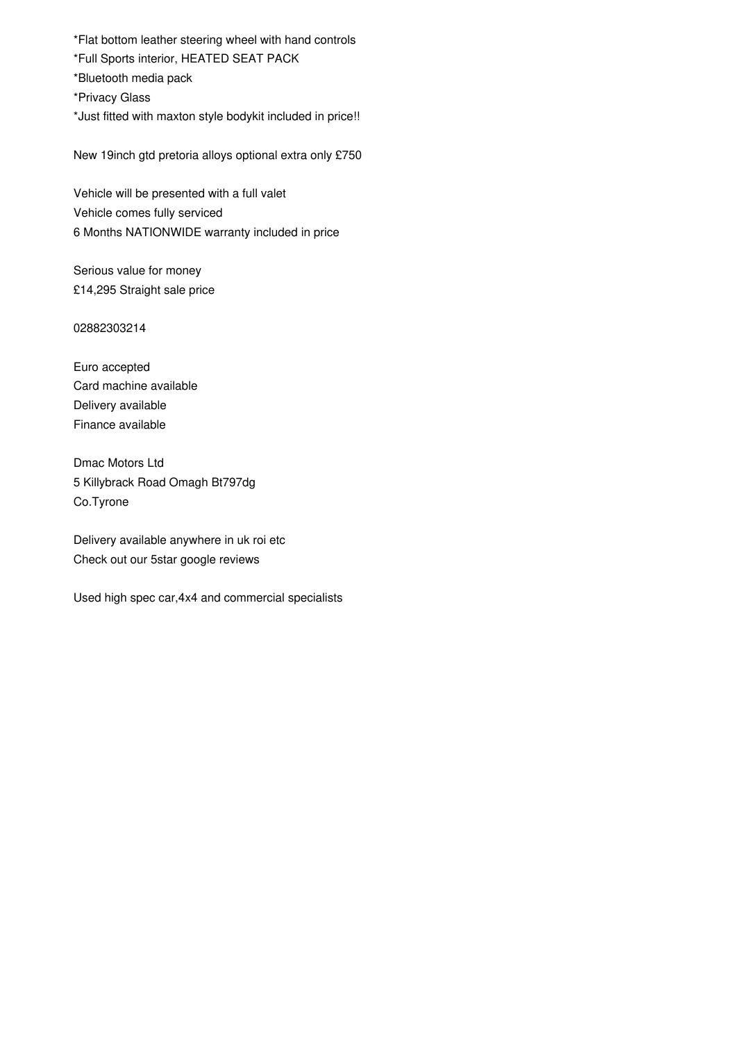*Flat bottom leather steering wheel with hand controls
*Full Sports interior, HEATED SEAT PACK
*Bluetooth media pack
*Privacy Glass
*Just fitted with maxton style bodykit included in price!!

New 19inch gtd pretoria alloys optional extra only £750

Vehicle will be presented with a full valet
Vehicle comes fully serviced
6 Months NATIONWIDE warranty included in price

Serious value for money
£14,295 Straight sale price

02882303214

Euro accepted
Card machine available
Delivery available
Finance available

Dmac Motors Ltd
5 Killybrack Road Omagh Bt797dg
Co.Tyrone

Delivery available anywhere in uk roi etc
Check out our 5star google reviews

Used high spec car,4x4 and commercial specialists